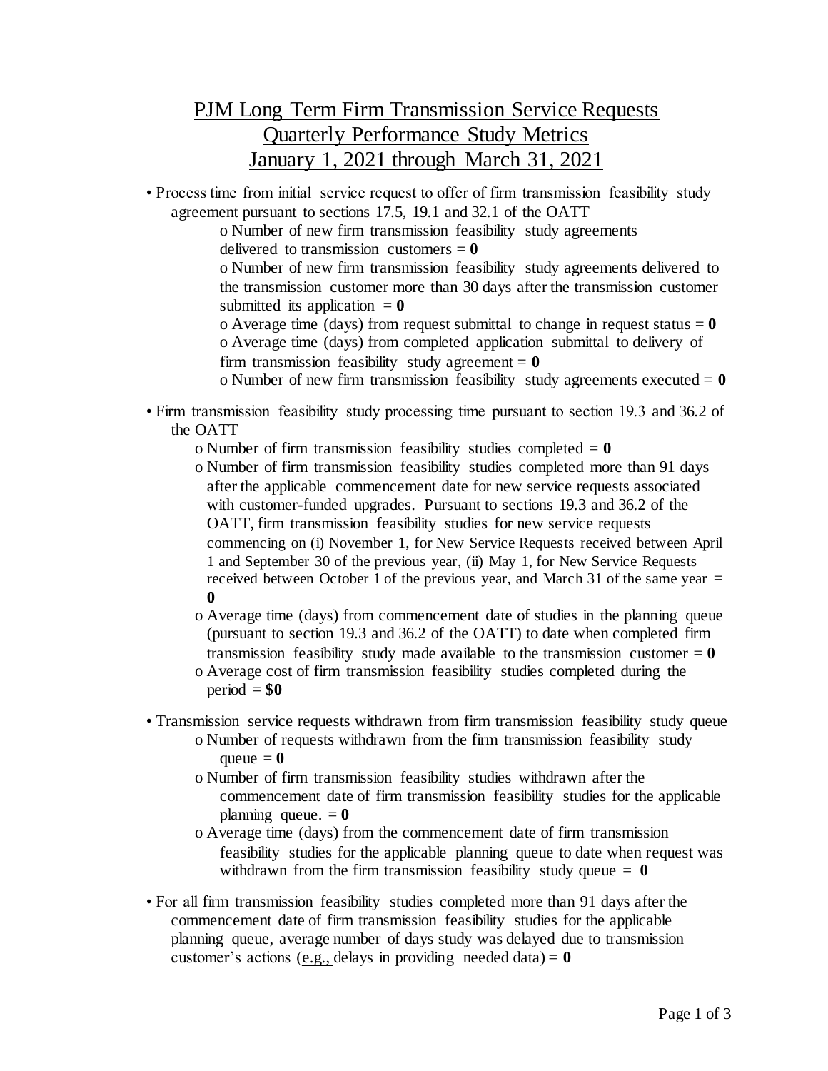# PJM Long Term Firm Transmission Service Requests
## Quarterly Performance Study Metrics
## January 1, 2021 through March 31, 2021

- Process time from initial service request to offer of firm transmission feasibility study agreement pursuant to sections 17.5, 19.1 and 32.1 of the OATT
  - Number of new firm transmission feasibility study agreements delivered to transmission customers = **0**
  - Number of new firm transmission feasibility study agreements delivered to the transmission customer more than 30 days after the transmission customer submitted its application = **0**
  - Average time (days) from request submittal to change in request status = **0**
  - Average time (days) from completed application submittal to delivery of firm transmission feasibility study agreement = **0**
  - Number of new firm transmission feasibility study agreements executed = **0**

- Firm transmission feasibility study processing time pursuant to section 19.3 and 36.2 of the OATT
  - Number of firm transmission feasibility studies completed = **0**
  - Number of firm transmission feasibility studies completed more than 91 days after the applicable commencement date for new service requests associated with customer-funded upgrades. Pursuant to sections 19.3 and 36.2 of the OATT, firm transmission feasibility studies for new service requests commencing on (i) November 1, for New Service Requests received between April 1 and September 30 of the previous year, (ii) May 1, for New Service Requests received between October 1 of the previous year, and March 31 of the same year = **0**
  - Average time (days) from commencement date of studies in the planning queue (pursuant to section 19.3 and 36.2 of the OATT) to date when completed firm transmission feasibility study made available to the transmission customer = **0**
  - Average cost of firm transmission feasibility studies completed during the period = **$0**

- Transmission service requests withdrawn from firm transmission feasibility study queue
  - Number of requests withdrawn from the firm transmission feasibility study queue = **0**
  - Number of firm transmission feasibility studies withdrawn after the commencement date of firm transmission feasibility studies for the applicable planning queue. = **0**
  - Average time (days) from the commencement date of firm transmission feasibility studies for the applicable planning queue to date when request was withdrawn from the firm transmission feasibility study queue = **0**

- For all firm transmission feasibility studies completed more than 91 days after the commencement date of firm transmission feasibility studies for the applicable planning queue, average number of days study was delayed due to transmission customer's actions (e.g., delays in providing needed data) = **0**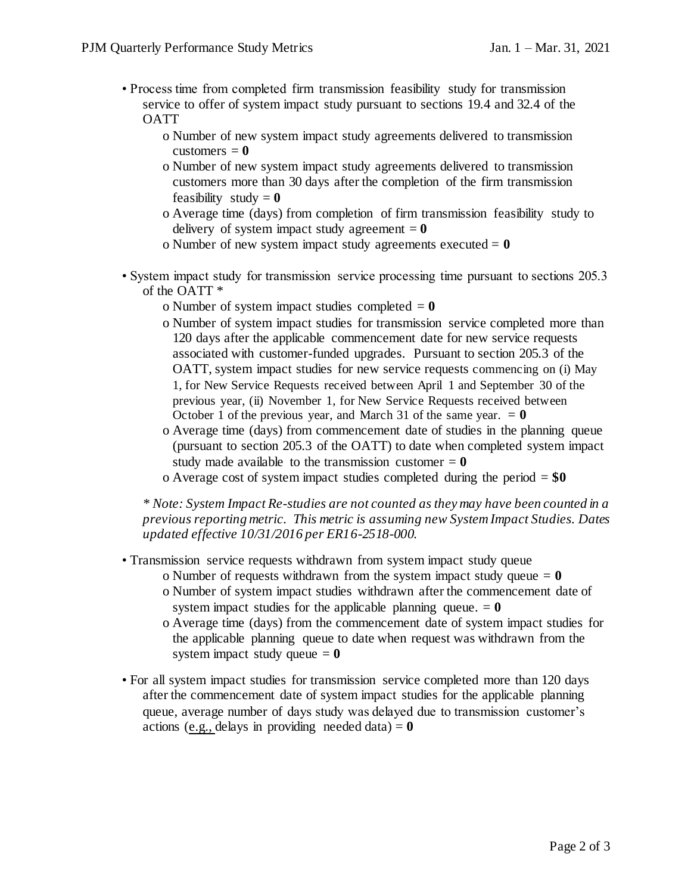- Process time from completed firm transmission feasibility study for transmission service to offer of system impact study pursuant to sections 19.4 and 32.4 of the OATT
  - Number of new system impact study agreements delivered to transmission customers = **0**
  - Number of new system impact study agreements delivered to transmission customers more than 30 days after the completion of the firm transmission feasibility study = **0**
  - Average time (days) from completion of firm transmission feasibility study to delivery of system impact study agreement = **0**
  - Number of new system impact study agreements executed = **0**

- System impact study for transmission service processing time pursuant to sections 205.3 of the OATT *
  - Number of system impact studies completed = **0**
  - Number of system impact studies for transmission service completed more than 120 days after the applicable commencement date for new service requests associated with customer-funded upgrades. Pursuant to section 205.3 of the OATT, system impact studies for new service requests commencing on (i) May 1, for New Service Requests received between April 1 and September 30 of the previous year, (ii) November 1, for New Service Requests received between October 1 of the previous year, and March 31 of the same year. = **0**
  - Average time (days) from commencement date of studies in the planning queue (pursuant to section 205.3 of the OATT) to date when completed system impact study made available to the transmission customer = **0**
  - Average cost of system impact studies completed during the period = **$0**

  *\* Note: System Impact Re-studies are not counted as they may have been counted in a previous reporting metric. This metric is assuming new System Impact Studies. Dates updated effective 10/31/2016 per ER16-2518-000.*

- Transmission service requests withdrawn from system impact study queue
  - Number of requests withdrawn from the system impact study queue = **0**
  - Number of system impact studies withdrawn after the commencement date of system impact studies for the applicable planning queue. = **0**
  - Average time (days) from the commencement date of system impact studies for the applicable planning queue to date when request was withdrawn from the system impact study queue = **0**

- For all system impact studies for transmission service completed more than 120 days after the commencement date of system impact studies for the applicable planning queue, average number of days study was delayed due to transmission customer's actions (e.g., delays in providing needed data) = **0**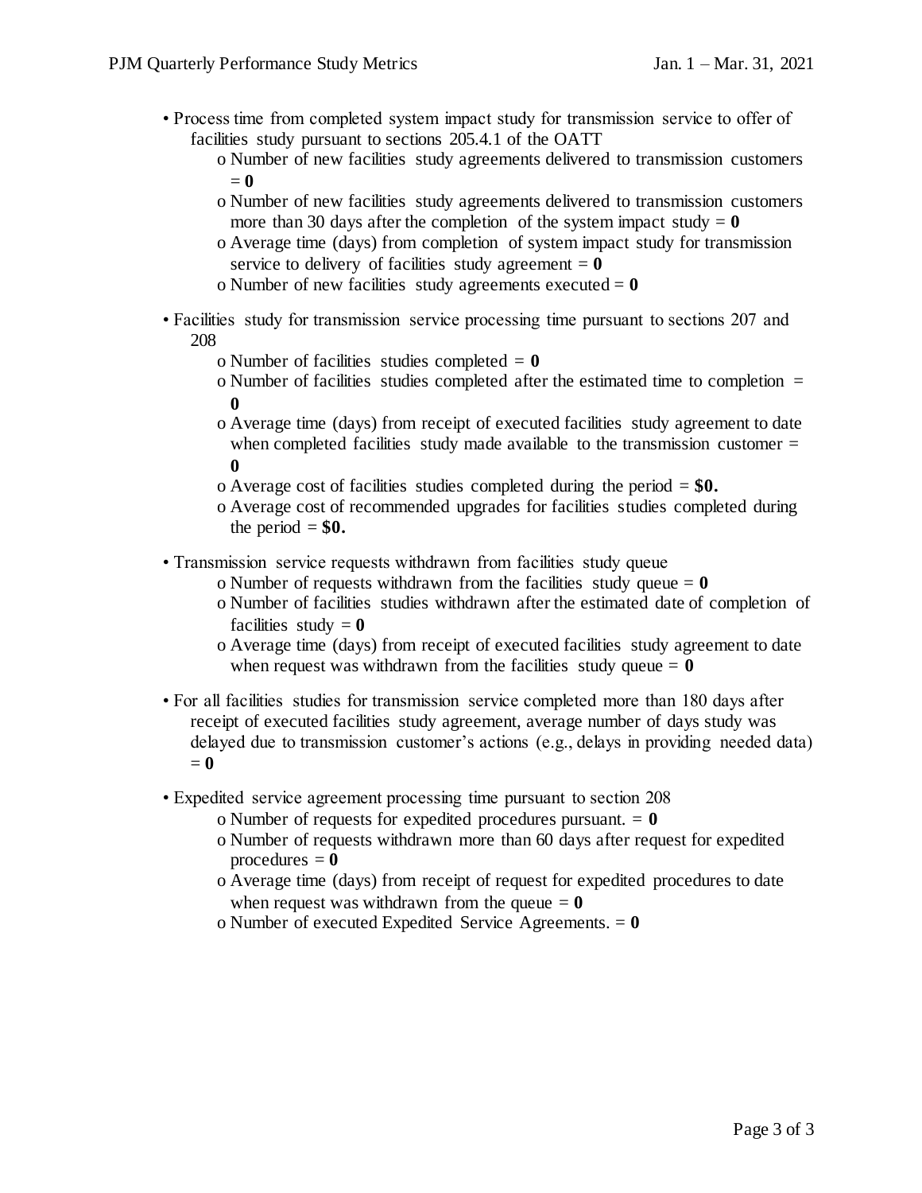- Process time from completed system impact study for transmission service to offer of facilities study pursuant to sections 205.4.1 of the OATT
  - Number of new facilities study agreements delivered to transmission customers = **0**
  - Number of new facilities study agreements delivered to transmission customers more than 30 days after the completion of the system impact study = **0**
  - Average time (days) from completion of system impact study for transmission service to delivery of facilities study agreement = **0**
  - Number of new facilities study agreements executed = **0**

- Facilities study for transmission service processing time pursuant to sections 207 and 208
  - Number of facilities studies completed = **0**
  - Number of facilities studies completed after the estimated time to completion = **0**
  - Average time (days) from receipt of executed facilities study agreement to date when completed facilities study made available to the transmission customer = **0**
  - Average cost of facilities studies completed during the period = **$0.**
  - Average cost of recommended upgrades for facilities studies completed during the period = **$0.**

- Transmission service requests withdrawn from facilities study queue
  - Number of requests withdrawn from the facilities study queue = **0**
  - Number of facilities studies withdrawn after the estimated date of completion of facilities study = **0**
  - Average time (days) from receipt of executed facilities study agreement to date when request was withdrawn from the facilities study queue = **0**

- For all facilities studies for transmission service completed more than 180 days after receipt of executed facilities study agreement, average number of days study was delayed due to transmission customer's actions (e.g., delays in providing needed data) = **0**

- Expedited service agreement processing time pursuant to section 208
  - Number of requests for expedited procedures pursuant. = **0**
  - Number of requests withdrawn more than 60 days after request for expedited procedures = **0**
  - Average time (days) from receipt of request for expedited procedures to date when request was withdrawn from the queue = **0**
  - Number of executed Expedited Service Agreements. = **0**